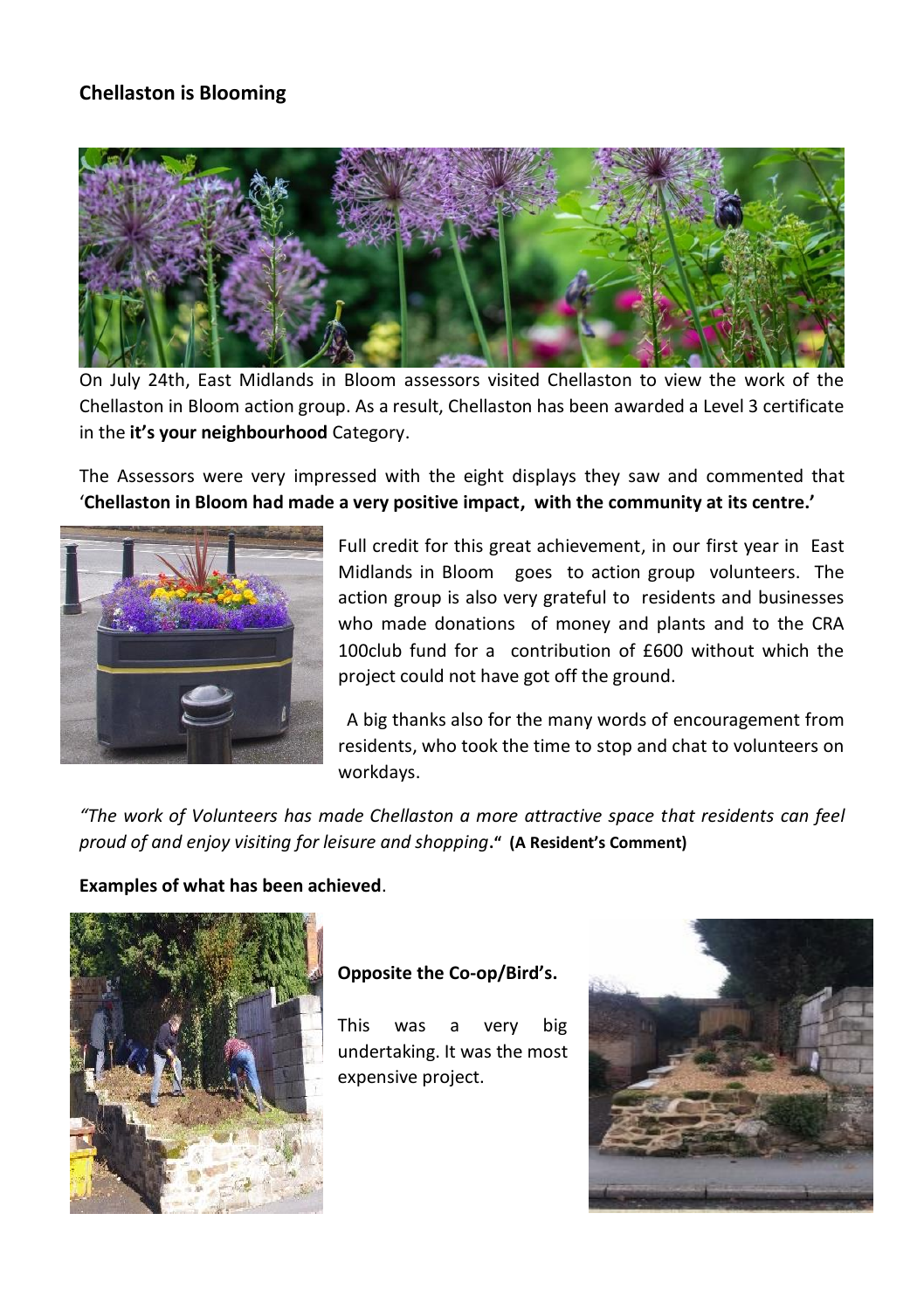## Chellaston is Blooming

On July 24th, East Midlands in Bloom assessors visited Chellaston to view the work of the Chellaston in Bloom action group. As a result, Chellaston has been awarded a Level 3 certificate in the **it's your neighbourhood** Category.

The Assessors were very impressed with the eight displays they saw and commented that '**Chellaston in Bloom had made a very positive impact, with the community at its centre.'**

Full credit for this great achievement, in our first year in East Midlands in Bloom goes to action group volunteers. The action group is also very grateful to residents and businesses who made donations of money and plants and to the CRA 100club fund for a contribution of £600 without which the project could not have got off the ground.

A big thanks also for the many words of encouragement from residents, who took the time to stop and chat to volunteers on workdays.

*"The work of Volunteers has made Chellaston a more attractive space that residents can feel proud of and enjoy visiting for leisure and shopping*." **(A Resident's Comment)**

**Examples of what has been achieved**.

**Opposite the Co-op/Bird's.**

This was a very big undertaking. It was the most expensive project.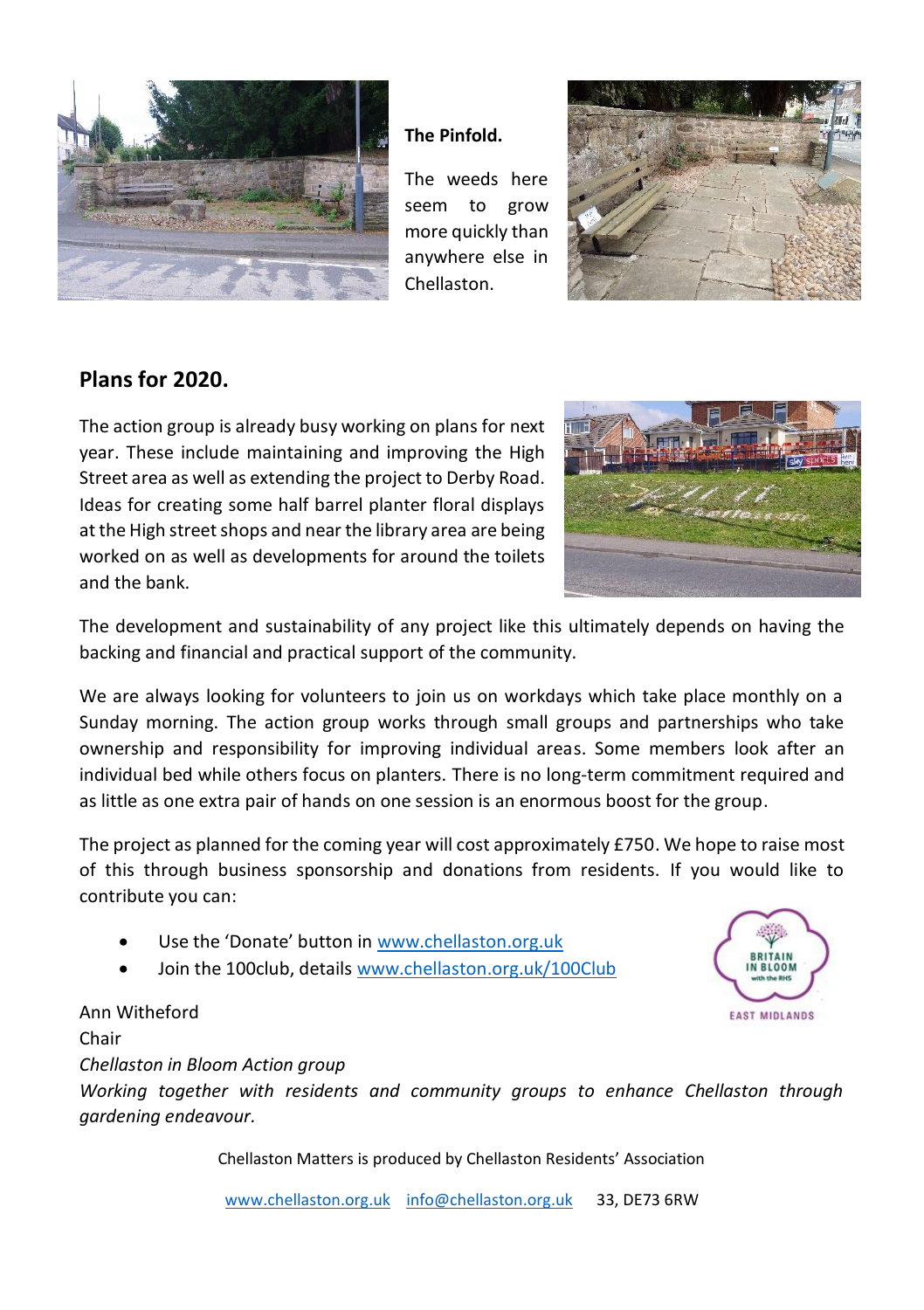**The Pinfold.**

The weeds here seem to grow more quickly than anywhere else in Chellaston.

## Plans for 2020.

The action group is already busy working on plans for next year. These include maintaining and improving the High Street area as well as extending the project to Derby Road. Ideas for creating some half barrel planter floral displays at the High street shops and near the library area are being worked on as well as developments for around the toilets and the bank.

The development and sustainability of any project like this ultimately depends on having the backing and financial and practical support of the community.

We are always looking for volunteers to join us on workdays which take place monthly on a Sunday morning. The action group works through small groups and partnerships who take ownership and responsibility for improving individual areas. Some members look after an individual bed while others focus on planters. There is no long-term commitment required and as little as one extra pair of hands on one session is an enormous boost for the group.

The project as planned for the coming year will cost approximately £750. We hope to raise most of this through business sponsorship and donations from residents. If you would like to contribute you can:

- Use the 'Donate' button in www.chellaston.org.uk
- Join the 100club, details www.chellaston.org.uk/100Club

Ann Witheford
Chair
*Chellaston in Bloom Action group*
*Working together with residents and community groups to enhance Chellaston through gardening endeavour.*

Chellaston Matters is produced by Chellaston Residents' Association

www.chellaston.org.uk info@chellaston.org.uk 33, DE73 6RW